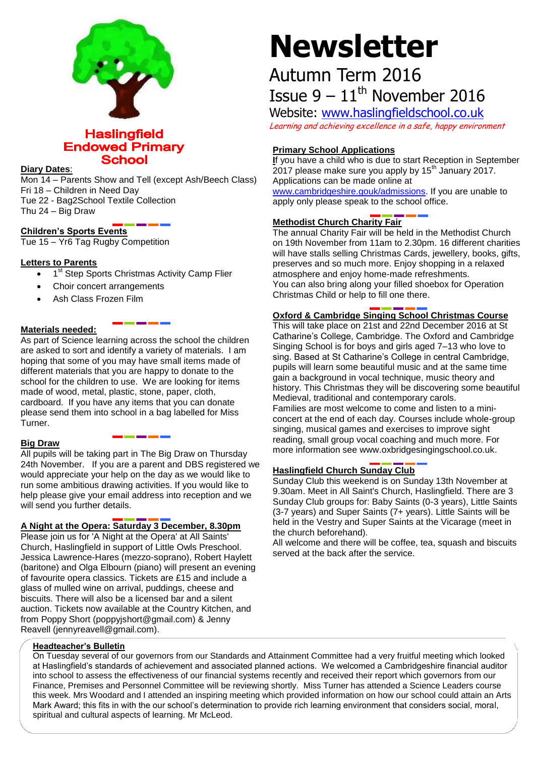# Newsletter

## Autumn Term 2016

## Issue 9 – 11th November 2016

Website: www.haslingfieldschool.co.uk

*Learning and achieving excellence in a safe, happy environment*

**Haslingfield Endowed Primary School**

**Diary Dates**:

Mon 14 – Parents Show and Tell (except Ash/Beech Class)
Fri 18 – Children in Need Day
Tue 22 - Bag2School Textile Collection
Thu 24 – Big Draw

**Children's Sports Events**

Tue 15 – Yr6 Tag Rugby Competition

**Letters to Parents**

- 1st Step Sports Christmas Activity Camp Flier
- Choir concert arrangements
- Ash Class Frozen Film

**Materials needed:**

As part of Science learning across the school the children are asked to sort and identify a variety of materials. I am hoping that some of you may have small items made of different materials that you are happy to donate to the school for the children to use. We are looking for items made of wood, metal, plastic, stone, paper, cloth, cardboard. If you have any items that you can donate please send them into school in a bag labelled for Miss Turner.

**Big Draw**

All pupils will be taking part in The Big Draw on Thursday 24th November. If you are a parent and DBS registered we would appreciate your help on the day as we would like to run some ambitious drawing activities. If you would like to help please give your email address into reception and we will send you further details.

**A Night at the Opera: Saturday 3 December, 8.30pm**

Please join us for 'A Night at the Opera' at All Saints' Church, Haslingfield in support of Little Owls Preschool. Jessica Lawrence-Hares (mezzo-soprano), Robert Haylett (baritone) and Olga Elbourn (piano) will present an evening of favourite opera classics. Tickets are £15 and include a glass of mulled wine on arrival, puddings, cheese and biscuits. There will also be a licensed bar and a silent auction. Tickets now available at the Country Kitchen, and from Poppy Short (poppyjshort@gmail.com) & Jenny Reavell (jennyreavell@gmail.com).

**Primary School Applications**

If you have a child who is due to start Reception in September 2017 please make sure you apply by 15th January 2017. Applications can be made online at www.cambridgeshire.gouk/admissions. If you are unable to apply only please speak to the school office.

**Methodist Church Charity Fair**

The annual Charity Fair will be held in the Methodist Church on 19th November from 11am to 2.30pm. 16 different charities will have stalls selling Christmas Cards, jewellery, books, gifts, preserves and so much more. Enjoy shopping in a relaxed atmosphere and enjoy home-made refreshments.
You can also bring along your filled shoebox for Operation Christmas Child or help to fill one there.

**Oxford & Cambridge Singing School Christmas Course**

This will take place on 21st and 22nd December 2016 at St Catharine's College, Cambridge. The Oxford and Cambridge Singing School is for boys and girls aged 7–13 who love to sing. Based at St Catharine's College in central Cambridge, pupils will learn some beautiful music and at the same time gain a background in vocal technique, music theory and history. This Christmas they will be discovering some beautiful Medieval, traditional and contemporary carols.
Families are most welcome to come and listen to a mini-concert at the end of each day. Courses include whole-group singing, musical games and exercises to improve sight reading, small group vocal coaching and much more. For more information see www.oxbridgesingingschool.co.uk.

**Haslingfield Church Sunday Club**

Sunday Club this weekend is on Sunday 13th November at 9.30am. Meet in All Saint's Church, Haslingfield. There are 3 Sunday Club groups for: Baby Saints (0-3 years), Little Saints (3-7 years) and Super Saints (7+ years). Little Saints will be held in the Vestry and Super Saints at the Vicarage (meet in the church beforehand).
All welcome and there will be coffee, tea, squash and biscuits served at the back after the service.

**Headteacher's Bulletin**

On Tuesday several of our governors from our Standards and Attainment Committee had a very fruitful meeting which looked at Haslingfield's standards of achievement and associated planned actions. We welcomed a Cambridgeshire financial auditor into school to assess the effectiveness of our financial systems recently and received their report which governors from our Finance, Premises and Personnel Committee will be reviewing shortly. Miss Turner has attended a Science Leaders course this week. Mrs Woodard and I attended an inspiring meeting which provided information on how our school could attain an Arts Mark Award; this fits in with the our school's determination to provide rich learning environment that considers social, moral, spiritual and cultural aspects of learning. Mr McLeod.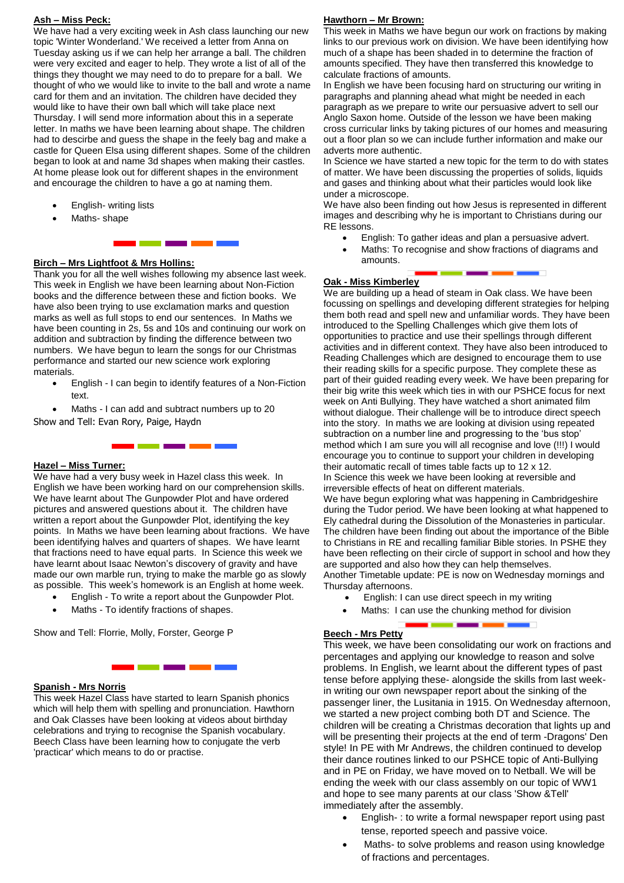## Ash – Miss Peck:

We have had a very exciting week in Ash class launching our new topic 'Winter Wonderland.' We received a letter from Anna on Tuesday asking us if we can help her arrange a ball. The children were very excited and eager to help. They wrote a list of all of the things they thought we may need to do to prepare for a ball. We thought of who we would like to invite to the ball and wrote a name card for them and an invitation. The children have decided they would like to have their own ball which will take place next Thursday. I will send more information about this in a seperate letter. In maths we have been learning about shape. The children had to descirbe and guess the shape in the feely bag and make a castle for Queen Elsa using different shapes. Some of the children began to look at and name 3d shapes when making their castles. At home please look out for different shapes in the environment and encourage the children to have a go at naming them.

- English- writing lists
- Maths- shape

## Birch – Mrs Lightfoot & Mrs Hollins:

Thank you for all the well wishes following my absence last week. This week in English we have been learning about Non-Fiction books and the difference between these and fiction books. We have also been trying to use exclamation marks and question marks as well as full stops to end our sentences. In Maths we have been counting in 2s, 5s and 10s and continuing our work on addition and subtraction by finding the difference between two numbers. We have begun to learn the songs for our Christmas performance and started our new science work exploring materials.

- English - I can begin to identify features of a Non-Fiction text.
- Maths - I can add and subtract numbers up to 20

Show and Tell: Evan Rory, Paige, Haydn

## Hazel – Miss Turner:

We have had a very busy week in Hazel class this week. In English we have been working hard on our comprehension skills. We have learnt about The Gunpowder Plot and have ordered pictures and answered questions about it. The children have written a report about the Gunpowder Plot, identifying the key points. In Maths we have been learning about fractions. We have been identifying halves and quarters of shapes. We have learnt that fractions need to have equal parts. In Science this week we have learnt about Isaac Newton's discovery of gravity and have made our own marble run, trying to make the marble go as slowly as possible. This week's homework is an English at home week.

- English - To write a report about the Gunpowder Plot.
- Maths - To identify fractions of shapes.

Show and Tell: Florrie, Molly, Forster, George P

## Spanish - Mrs Norris

This week Hazel Class have started to learn Spanish phonics which will help them with spelling and pronunciation. Hawthorn and Oak Classes have been looking at videos about birthday celebrations and trying to recognise the Spanish vocabulary. Beech Class have been learning how to conjugate the verb 'practicar' which means to do or practise.

## Hawthorn – Mr Brown:

This week in Maths we have begun our work on fractions by making links to our previous work on division. We have been identifying how much of a shape has been shaded in to determine the fraction of amounts specified. They have then transferred this knowledge to calculate fractions of amounts.

In English we have been focusing hard on structuring our writing in paragraphs and planning ahead what might be needed in each paragraph as we prepare to write our persuasive advert to sell our Anglo Saxon home. Outside of the lesson we have been making cross curricular links by taking pictures of our homes and measuring out a floor plan so we can include further information and make our adverts more authentic.

In Science we have started a new topic for the term to do with states of matter. We have been discussing the properties of solids, liquids and gases and thinking about what their particles would look like under a microscope.

We have also been finding out how Jesus is represented in different images and describing why he is important to Christians during our RE lessons.

- English: To gather ideas and plan a persuasive advert.
- Maths: To recognise and show fractions of diagrams and amounts.

## Oak - Miss Kimberley

We are building up a head of steam in Oak class. We have been focussing on spellings and developing different strategies for helping them both read and spell new and unfamiliar works. They have been introduced to the Spelling Challenges which give them lots of opportunities to practice and use their spellings through different activities and in different context. They have also been introduced to Reading Challenges which are designed to encourage them to use their reading skills for a specific purpose. They complete these as part of their guided reading every week. We have been preparing for their big write this week which ties in with our PSHCE focus for next week on Anti Bullying. They have watched a short animated film without dialogue. Their challenge will be to introduce direct speech into the story. In maths we are looking at division using repeated subtraction on a number line and progressing to the 'bus stop' method which I am sure you will all recognise and love (!!!) I would encourage you to continue to support your children in developing their automatic recall of times table facts up to 12 x 12.

In Science this week we have been looking at reversible and irreversible effects of heat on different materials.

We have begun exploring what was happening in Cambridgeshire during the Tudor period. We have been looking at what happened to Ely cathedral during the Dissolution of the Monasteries in particular. The children have been finding out about the importance of the Bible to Christians in RE and recalling familiar Bible stories. In PSHE they have been reflecting on their circle of support in school and how they are supported and also how they can help themselves.

Another Timetable update: PE is now on Wednesday mornings and Thursday afternoons.

- English: I can use direct speech in my writing
- Maths: I can use the chunking method for division

## Beech - Mrs Petty

This week, we have been consolidating our work on fractions and percentages and applying our knowledge to reason and solve problems. In English, we learnt about the different types of past tense before applying these- alongside the skills from last week- in writing our own newspaper report about the sinking of the passenger liner, the Lusitania in 1915. On Wednesday afternoon, we started a new project combing both DT and Science. The children will be creating a Christmas decoration that lights up and will be presenting their projects at the end of term -Dragons' Den style! In PE with Mr Andrews, the children continued to develop their dance routines linked to our PSHCE topic of Anti-Bullying and in PE on Friday, we have moved on to Netball. We will be ending the week with our class assembly on our topic of WW1 and hope to see many parents at our class 'Show &Tell' immediately after the assembly.

- English- : to write a formal newspaper report using past tense, reported speech and passive voice.
- Maths- to solve problems and reason using knowledge of fractions and percentages.